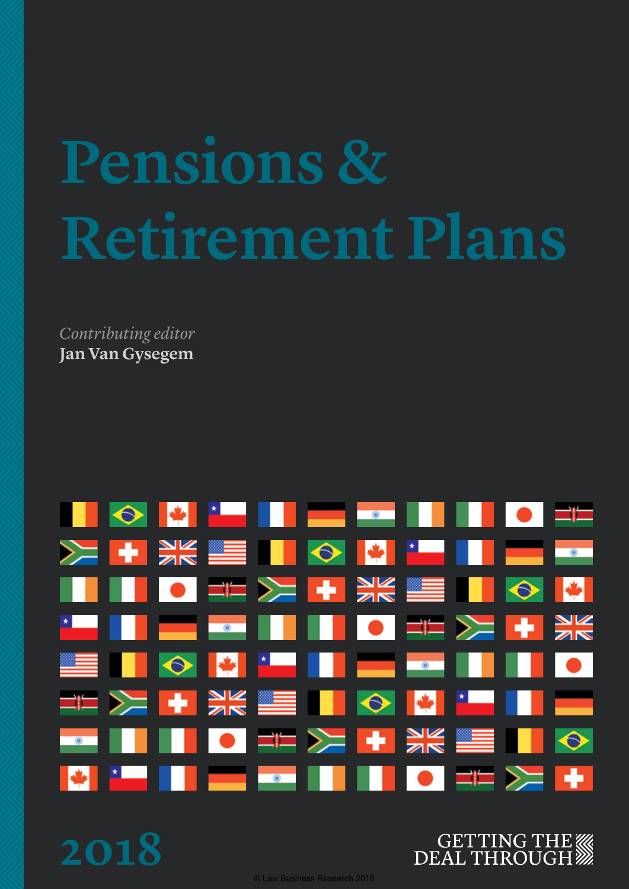# Pensions & Retirement Plans

*Contributing editor*
**Jan Van Gysegem**

2018

GETTING THE DEAL THROUGH

© Law Business Research 2018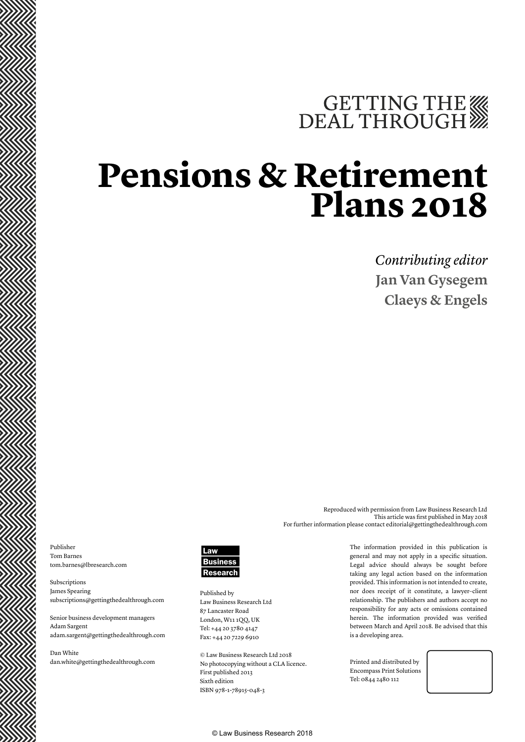GETTING THE DEAL THROUGH

# Pensions & Retirement Plans 2018

*Contributing editor*

**Jan Van Gysegem**

**Claeys & Engels**

Reproduced with permission from Law Business Research Ltd
This article was first published in May 2018
For further information please contact editorial@gettingthedealthrough.com

Publisher
Tom Barnes
tom.barnes@lbresearch.com

Subscriptions
James Spearing
subscriptions@gettingthedealthrough.com

Senior business development managers
Adam Sargent
adam.sargent@gettingthedealthrough.com

Dan White
dan.white@gettingthedealthrough.com

Law Business Research

Published by
Law Business Research Ltd
87 Lancaster Road
London, W11 1QQ, UK
Tel: +44 20 3780 4147
Fax: +44 20 7229 6910

© Law Business Research Ltd 2018
No photocopying without a CLA licence.
First published 2013
Sixth edition
ISBN 978-1-78915-048-3

The information provided in this publication is general and may not apply in a specific situation. Legal advice should always be sought before taking any legal action based on the information provided. This information is not intended to create, nor does receipt of it constitute, a lawyer–client relationship. The publishers and authors accept no responsibility for any acts or omissions contained herein. The information provided was verified between March and April 2018. Be advised that this is a developing area.

Printed and distributed by
Encompass Print Solutions
Tel: 0844 2480 112

© Law Business Research 2018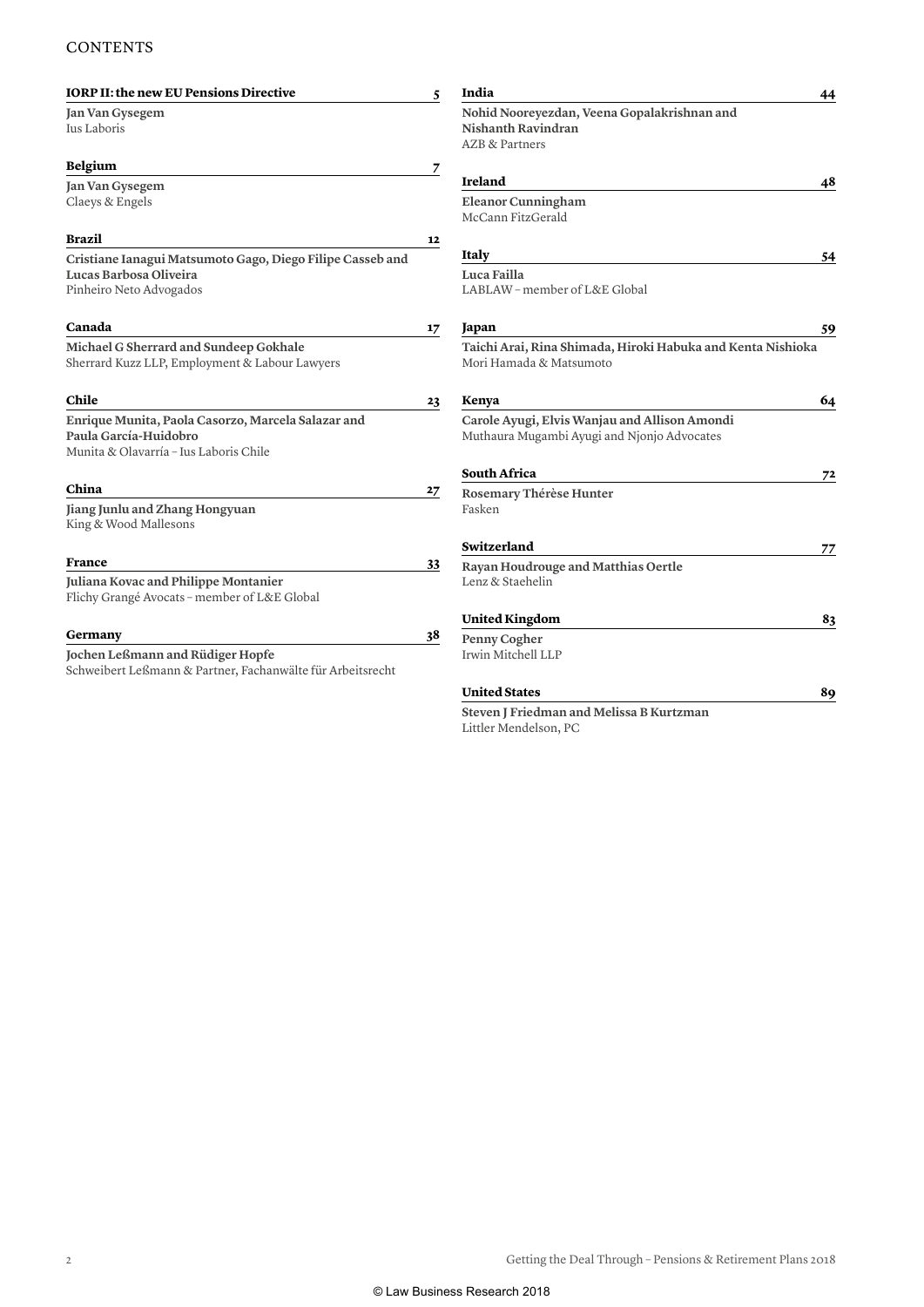# CONTENTS

**IORP II: the new EU Pensions Directive** 5

**Jan Van Gysegem**
Ius Laboris

**Belgium** 7

**Jan Van Gysegem**
Claeys & Engels

**Brazil** 12

**Cristiane Ianagui Matsumoto Gago, Diego Filipe Casseb and Lucas Barbosa Oliveira**
Pinheiro Neto Advogados

**Canada** 17

**Michael G Sherrard and Sundeep Gokhale**
Sherrard Kuzz LLP, Employment & Labour Lawyers

**Chile** 23

**Enrique Munita, Paola Casorzo, Marcela Salazar and Paula García-Huidobro**
Munita & Olavarría – Ius Laboris Chile

**China** 27

**Jiang Junlu and Zhang Hongyuan**
King & Wood Mallesons

**France** 33

**Juliana Kovac and Philippe Montanier**
Flichy Grangé Avocats – member of L&E Global

**Germany** 38

**Jochen Leßmann and Rüdiger Hopfe**
Schweibert Leßmann & Partner, Fachanwälte für Arbeitsrecht

**India** 44

**Nohid Nooreyezdan, Veena Gopalakrishnan and Nishanth Ravindran**
AZB & Partners

**Ireland** 48

**Eleanor Cunningham**
McCann FitzGerald

**Italy** 54

**Luca Failla**
LABLAW – member of L&E Global

**Japan** 59

**Taichi Arai, Rina Shimada, Hiroki Habuka and Kenta Nishioka**
Mori Hamada & Matsumoto

**Kenya** 64

**Carole Ayugi, Elvis Wanjau and Allison Amondi**
Muthaura Mugambi Ayugi and Njonjo Advocates

**South Africa** 72

**Rosemary Thérèse Hunter**
Fasken

**Switzerland** 77

**Rayan Houdrouge and Matthias Oertle**
Lenz & Staehelin

**United Kingdom** 83

**Penny Cogher**
Irwin Mitchell LLP

**United States** 89

**Steven J Friedman and Melissa B Kurtzman**
Littler Mendelson, PC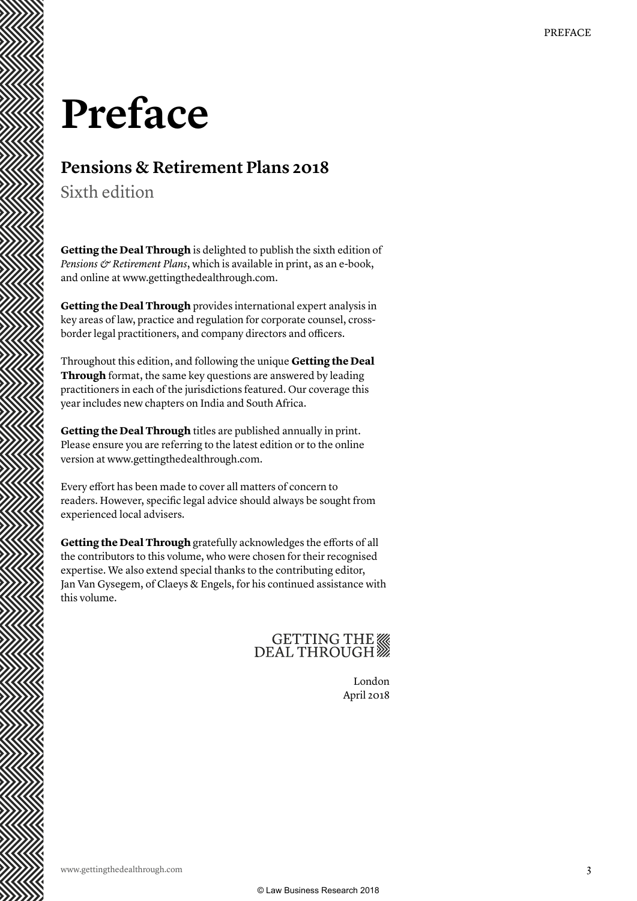# Preface

## Pensions & Retirement Plans 2018

Sixth edition

**Getting the Deal Through** is delighted to publish the sixth edition of *Pensions & Retirement Plans*, which is available in print, as an e-book, and online at www.gettingthedealthrough.com.

**Getting the Deal Through** provides international expert analysis in key areas of law, practice and regulation for corporate counsel, cross-border legal practitioners, and company directors and officers.

Throughout this edition, and following the unique **Getting the Deal Through** format, the same key questions are answered by leading practitioners in each of the jurisdictions featured. Our coverage this year includes new chapters on India and South Africa.

**Getting the Deal Through** titles are published annually in print. Please ensure you are referring to the latest edition or to the online version at www.gettingthedealthrough.com.

Every effort has been made to cover all matters of concern to readers. However, specific legal advice should always be sought from experienced local advisers.

**Getting the Deal Through** gratefully acknowledges the efforts of all the contributors to this volume, who were chosen for their recognised expertise. We also extend special thanks to the contributing editor, Jan Van Gysegem, of Claeys & Engels, for his continued assistance with this volume.

GETTING THE DEAL THROUGH

London
April 2018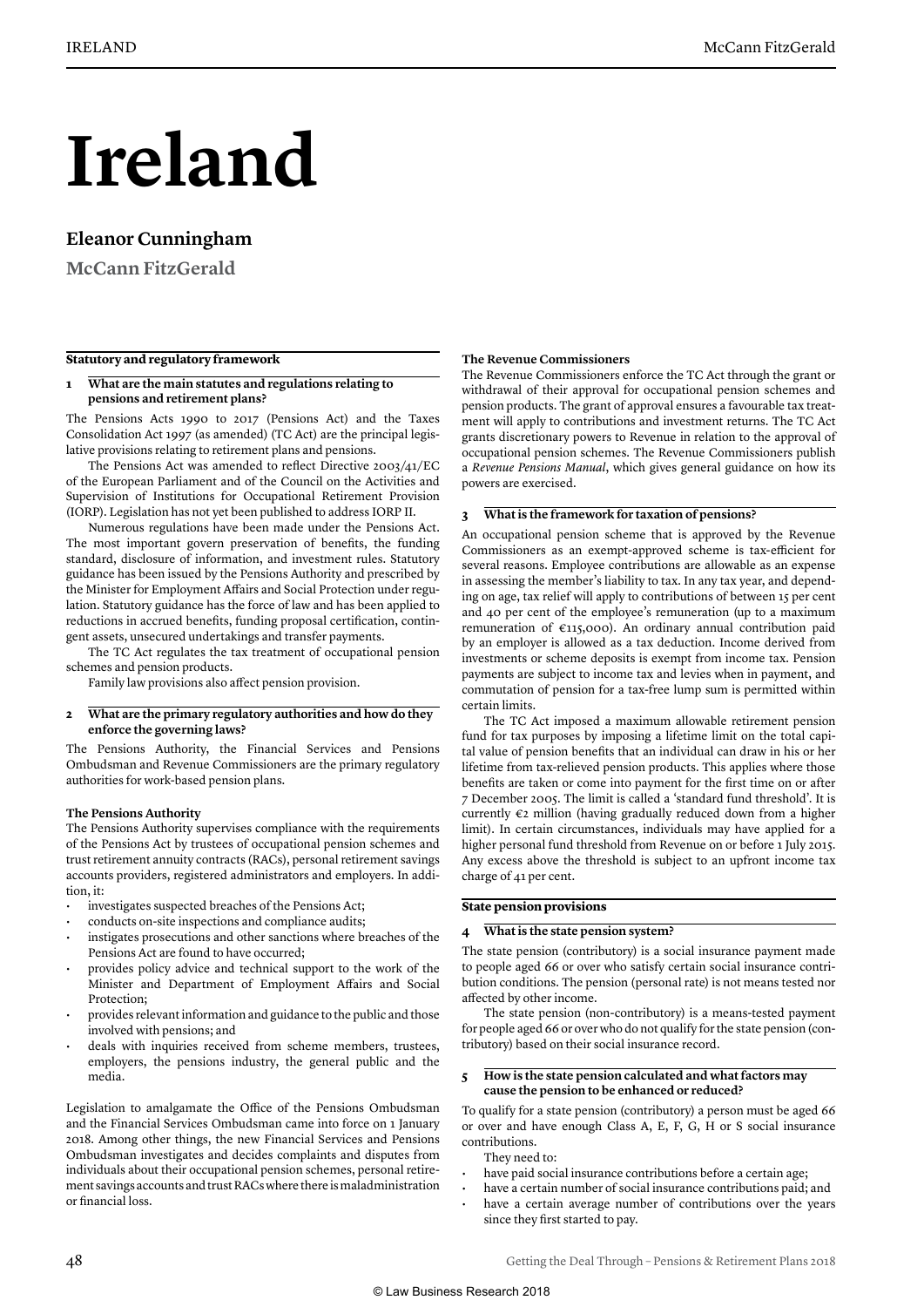# Ireland

## Eleanor Cunningham

**McCann FitzGerald**

### Statutory and regulatory framework

**1 What are the main statutes and regulations relating to pensions and retirement plans?**

The Pensions Acts 1990 to 2017 (Pensions Act) and the Taxes Consolidation Act 1997 (as amended) (TC Act) are the principal legislative provisions relating to retirement plans and pensions.

The Pensions Act was amended to reflect Directive 2003/41/EC of the European Parliament and of the Council on the Activities and Supervision of Institutions for Occupational Retirement Provision (IORP). Legislation has not yet been published to address IORP II.

Numerous regulations have been made under the Pensions Act. The most important govern preservation of benefits, the funding standard, disclosure of information, and investment rules. Statutory guidance has been issued by the Pensions Authority and prescribed by the Minister for Employment Affairs and Social Protection under regulation. Statutory guidance has the force of law and has been applied to reductions in accrued benefits, funding proposal certification, contingent assets, unsecured undertakings and transfer payments.

The TC Act regulates the tax treatment of occupational pension schemes and pension products.

Family law provisions also affect pension provision.

**2 What are the primary regulatory authorities and how do they enforce the governing laws?**

The Pensions Authority, the Financial Services and Pensions Ombudsman and Revenue Commissioners are the primary regulatory authorities for work-based pension plans.

**The Pensions Authority**

The Pensions Authority supervises compliance with the requirements of the Pensions Act by trustees of occupational pension schemes and trust retirement annuity contracts (RACs), personal retirement savings accounts providers, registered administrators and employers. In addition, it:

- investigates suspected breaches of the Pensions Act;
- conducts on-site inspections and compliance audits;
- instigates prosecutions and other sanctions where breaches of the Pensions Act are found to have occurred;
- provides policy advice and technical support to the work of the Minister and Department of Employment Affairs and Social Protection;
- provides relevant information and guidance to the public and those involved with pensions; and
- deals with inquiries received from scheme members, trustees, employers, the pensions industry, the general public and the media.

Legislation to amalgamate the Office of the Pensions Ombudsman and the Financial Services Ombudsman came into force on 1 January 2018. Among other things, the new Financial Services and Pensions Ombudsman investigates and decides complaints and disputes from individuals about their occupational pension schemes, personal retirement savings accounts and trust RACs where there is maladministration or financial loss.

**The Revenue Commissioners**

The Revenue Commissioners enforce the TC Act through the grant or withdrawal of their approval for occupational pension schemes and pension products. The grant of approval ensures a favourable tax treatment will apply to contributions and investment returns. The TC Act grants discretionary powers to Revenue in relation to the approval of occupational pension schemes. The Revenue Commissioners publish a *Revenue Pensions Manual*, which gives general guidance on how its powers are exercised.

**3 What is the framework for taxation of pensions?**

An occupational pension scheme that is approved by the Revenue Commissioners as an exempt-approved scheme is tax-efficient for several reasons. Employee contributions are allowable as an expense in assessing the member's liability to tax. In any tax year, and depending on age, tax relief will apply to contributions of between 15 per cent and 40 per cent of the employee's remuneration (up to a maximum remuneration of €115,000). An ordinary annual contribution paid by an employer is allowed as a tax deduction. Income derived from investments or scheme deposits is exempt from income tax. Pension payments are subject to income tax and levies when in payment, and commutation of pension for a tax-free lump sum is permitted within certain limits.

The TC Act imposed a maximum allowable retirement pension fund for tax purposes by imposing a lifetime limit on the total capital value of pension benefits that an individual can draw in his or her lifetime from tax-relieved pension products. This applies where those benefits are taken or come into payment for the first time on or after 7 December 2005. The limit is called a 'standard fund threshold'. It is currently €2 million (having gradually reduced down from a higher limit). In certain circumstances, individuals may have applied for a higher personal fund threshold from Revenue on or before 1 July 2015. Any excess above the threshold is subject to an upfront income tax charge of 41 per cent.

### State pension provisions

**4 What is the state pension system?**

The state pension (contributory) is a social insurance payment made to people aged 66 or over who satisfy certain social insurance contribution conditions. The pension (personal rate) is not means tested nor affected by other income.

The state pension (non-contributory) is a means-tested payment for people aged 66 or over who do not qualify for the state pension (contributory) based on their social insurance record.

**5 How is the state pension calculated and what factors may cause the pension to be enhanced or reduced?**

To qualify for a state pension (contributory) a person must be aged 66 or over and have enough Class A, E, F, G, H or S social insurance contributions.

They need to:

- have paid social insurance contributions before a certain age;
- have a certain number of social insurance contributions paid; and
- have a certain average number of contributions over the years since they first started to pay.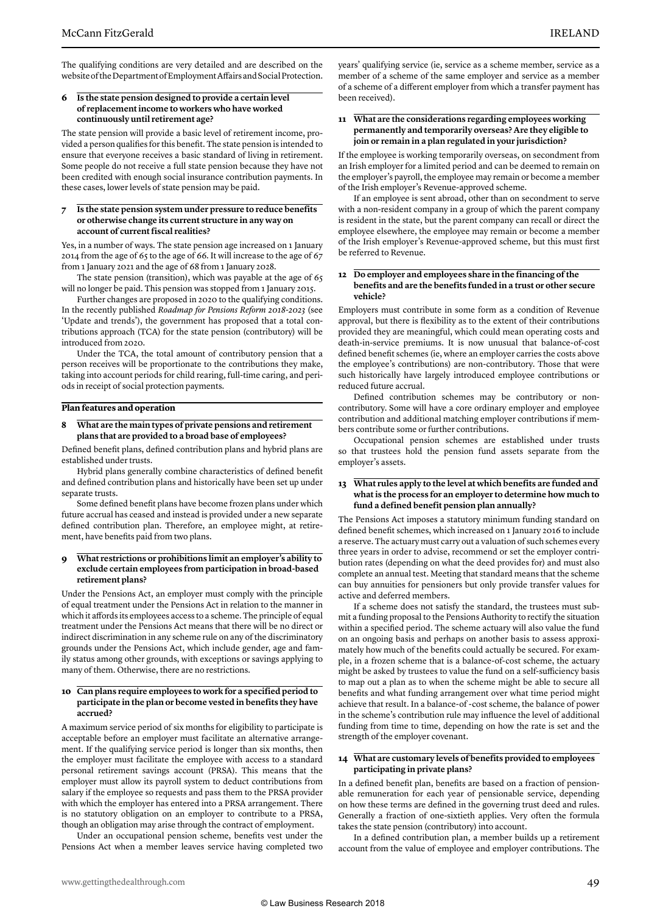The qualifying conditions are very detailed and are described on the website of the Department of Employment Affairs and Social Protection.

### 6 Is the state pension designed to provide a certain level of replacement income to workers who have worked continuously until retirement age?

The state pension will provide a basic level of retirement income, provided a person qualifies for this benefit. The state pension is intended to ensure that everyone receives a basic standard of living in retirement. Some people do not receive a full state pension because they have not been credited with enough social insurance contribution payments. In these cases, lower levels of state pension may be paid.

### 7 Is the state pension system under pressure to reduce benefits or otherwise change its current structure in any way on account of current fiscal realities?

Yes, in a number of ways. The state pension age increased on 1 January 2014 from the age of 65 to the age of 66. It will increase to the age of 67 from 1 January 2021 and the age of 68 from 1 January 2028.

The state pension (transition), which was payable at the age of 65 will no longer be paid. This pension was stopped from 1 January 2015.

Further changes are proposed in 2020 to the qualifying conditions. In the recently published *Roadmap for Pensions Reform 2018-2023* (see 'Update and trends'), the government has proposed that a total contributions approach (TCA) for the state pension (contributory) will be introduced from 2020.

Under the TCA, the total amount of contributory pension that a person receives will be proportionate to the contributions they make, taking into account periods for child rearing, full-time caring, and periods in receipt of social protection payments.

## Plan features and operation

### 8 What are the main types of private pensions and retirement plans that are provided to a broad base of employees?

Defined benefit plans, defined contribution plans and hybrid plans are established under trusts.

Hybrid plans generally combine characteristics of defined benefit and defined contribution plans and historically have been set up under separate trusts.

Some defined benefit plans have become frozen plans under which future accrual has ceased and instead is provided under a new separate defined contribution plan. Therefore, an employee might, at retirement, have benefits paid from two plans.

### 9 What restrictions or prohibitions limit an employer's ability to exclude certain employees from participation in broad-based retirement plans?

Under the Pensions Act, an employer must comply with the principle of equal treatment under the Pensions Act in relation to the manner in which it affords its employees access to a scheme. The principle of equal treatment under the Pensions Act means that there will be no direct or indirect discrimination in any scheme rule on any of the discriminatory grounds under the Pensions Act, which include gender, age and family status among other grounds, with exceptions or savings applying to many of them. Otherwise, there are no restrictions.

### 10 Can plans require employees to work for a specified period to participate in the plan or become vested in benefits they have accrued?

A maximum service period of six months for eligibility to participate is acceptable before an employer must facilitate an alternative arrangement. If the qualifying service period is longer than six months, then the employer must facilitate the employee with access to a standard personal retirement savings account (PRSA). This means that the employer must allow its payroll system to deduct contributions from salary if the employee so requests and pass them to the PRSA provider with which the employer has entered into a PRSA arrangement. There is no statutory obligation on an employer to contribute to a PRSA, though an obligation may arise through the contract of employment.

Under an occupational pension scheme, benefits vest under the Pensions Act when a member leaves service having completed two years' qualifying service (ie, service as a scheme member, service as a member of a scheme of the same employer and service as a member of a scheme of a different employer from which a transfer payment has been received).

### 11 What are the considerations regarding employees working permanently and temporarily overseas? Are they eligible to join or remain in a plan regulated in your jurisdiction?

If the employee is working temporarily overseas, on secondment from an Irish employer for a limited period and can be deemed to remain on the employer's payroll, the employee may remain or become a member of the Irish employer's Revenue-approved scheme.

If an employee is sent abroad, other than on secondment to serve with a non-resident company in a group of which the parent company is resident in the state, but the parent company can recall or direct the employee elsewhere, the employee may remain or become a member of the Irish employer's Revenue-approved scheme, but this must first be referred to Revenue.

### 12 Do employer and employees share in the financing of the benefits and are the benefits funded in a trust or other secure vehicle?

Employers must contribute in some form as a condition of Revenue approval, but there is flexibility as to the extent of their contributions provided they are meaningful, which could mean operating costs and death-in-service premiums. It is now unusual that balance-of-cost defined benefit schemes (ie, where an employer carries the costs above the employee's contributions) are non-contributory. Those that were such historically have largely introduced employee contributions or reduced future accrual.

Defined contribution schemes may be contributory or non-contributory. Some will have a core ordinary employer and employee contribution and additional matching employer contributions if members contribute some or further contributions.

Occupational pension schemes are established under trusts so that trustees hold the pension fund assets separate from the employer's assets.

### 13 What rules apply to the level at which benefits are funded and what is the process for an employer to determine how much to fund a defined benefit pension plan annually?

The Pensions Act imposes a statutory minimum funding standard on defined benefit schemes, which increased on 1 January 2016 to include a reserve. The actuary must carry out a valuation of such schemes every three years in order to advise, recommend or set the employer contribution rates (depending on what the deed provides for) and must also complete an annual test. Meeting that standard means that the scheme can buy annuities for pensioners but only provide transfer values for active and deferred members.

If a scheme does not satisfy the standard, the trustees must submit a funding proposal to the Pensions Authority to rectify the situation within a specified period. The scheme actuary will also value the fund on an ongoing basis and perhaps on another basis to assess approximately how much of the benefits could actually be secured. For example, in a frozen scheme that is a balance-of-cost scheme, the actuary might be asked by trustees to value the fund on a self-sufficiency basis to map out a plan as to when the scheme might be able to secure all benefits and what funding arrangement over what time period might achieve that result. In a balance-of -cost scheme, the balance of power in the scheme's contribution rule may influence the level of additional funding from time to time, depending on how the rate is set and the strength of the employer covenant.

### 14 What are customary levels of benefits provided to employees participating in private plans?

In a defined benefit plan, benefits are based on a fraction of pensionable remuneration for each year of pensionable service, depending on how these terms are defined in the governing trust deed and rules. Generally a fraction of one-sixtieth applies. Very often the formula takes the state pension (contributory) into account.

In a defined contribution plan, a member builds up a retirement account from the value of employee and employer contributions. The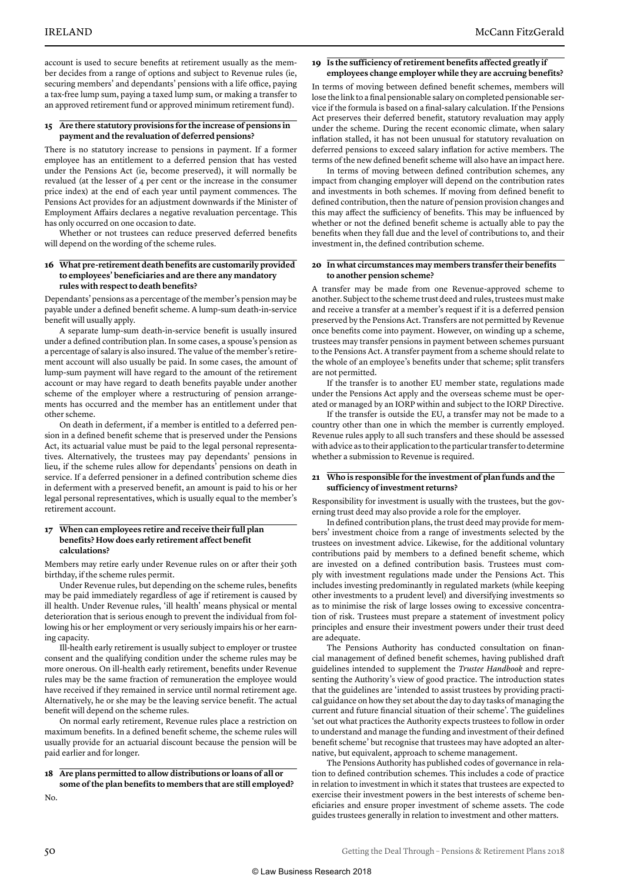account is used to secure benefits at retirement usually as the member decides from a range of options and subject to Revenue rules (ie, securing members' and dependants' pensions with a life office, paying a tax-free lump sum, paying a taxed lump sum, or making a transfer to an approved retirement fund or approved minimum retirement fund).

### 15 Are there statutory provisions for the increase of pensions in payment and the revaluation of deferred pensions?

There is no statutory increase to pensions in payment. If a former employee has an entitlement to a deferred pension that has vested under the Pensions Act (ie, become preserved), it will normally be revalued (at the lesser of 4 per cent or the increase in the consumer price index) at the end of each year until payment commences. The Pensions Act provides for an adjustment downwards if the Minister of Employment Affairs declares a negative revaluation percentage. This has only occurred on one occasion to date.

Whether or not trustees can reduce preserved deferred benefits will depend on the wording of the scheme rules.

### 16 What pre-retirement death benefits are customarily provided to employees' beneficiaries and are there any mandatory rules with respect to death benefits?

Dependants' pensions as a percentage of the member's pension may be payable under a defined benefit scheme. A lump-sum death-in-service benefit will usually apply.

A separate lump-sum death-in-service benefit is usually insured under a defined contribution plan. In some cases, a spouse's pension as a percentage of salary is also insured. The value of the member's retirement account will also usually be paid. In some cases, the amount of lump-sum payment will have regard to the amount of the retirement account or may have regard to death benefits payable under another scheme of the employer where a restructuring of pension arrangements has occurred and the member has an entitlement under that other scheme.

On death in deferment, if a member is entitled to a deferred pension in a defined benefit scheme that is preserved under the Pensions Act, its actuarial value must be paid to the legal personal representatives. Alternatively, the trustees may pay dependants' pensions in lieu, if the scheme rules allow for dependants' pensions on death in service. If a deferred pensioner in a defined contribution scheme dies in deferment with a preserved benefit, an amount is paid to his or her legal personal representatives, which is usually equal to the member's retirement account.

### 17 When can employees retire and receive their full plan benefits? How does early retirement affect benefit calculations?

Members may retire early under Revenue rules on or after their 50th birthday, if the scheme rules permit.

Under Revenue rules, but depending on the scheme rules, benefits may be paid immediately regardless of age if retirement is caused by ill health. Under Revenue rules, 'ill health' means physical or mental deterioration that is serious enough to prevent the individual from following his or her employment or very seriously impairs his or her earning capacity.

Ill-health early retirement is usually subject to employer or trustee consent and the qualifying condition under the scheme rules may be more onerous. On ill-health early retirement, benefits under Revenue rules may be the same fraction of remuneration the employee would have received if they remained in service until normal retirement age. Alternatively, he or she may be the leaving service benefit. The actual benefit will depend on the scheme rules.

On normal early retirement, Revenue rules place a restriction on maximum benefits. In a defined benefit scheme, the scheme rules will usually provide for an actuarial discount because the pension will be paid earlier and for longer.

### 18 Are plans permitted to allow distributions or loans of all or some of the plan benefits to members that are still employed?

No.

### 19 Is the sufficiency of retirement benefits affected greatly if employees change employer while they are accruing benefits?

In terms of moving between defined benefit schemes, members will lose the link to a final pensionable salary on completed pensionable service if the formula is based on a final-salary calculation. If the Pensions Act preserves their deferred benefit, statutory revaluation may apply under the scheme. During the recent economic climate, when salary inflation stalled, it has not been unusual for statutory revaluation on deferred pensions to exceed salary inflation for active members. The terms of the new defined benefit scheme will also have an impact here.

In terms of moving between defined contribution schemes, any impact from changing employer will depend on the contribution rates and investments in both schemes. If moving from defined benefit to defined contribution, then the nature of pension provision changes and this may affect the sufficiency of benefits. This may be influenced by whether or not the defined benefit scheme is actually able to pay the benefits when they fall due and the level of contributions to, and their investment in, the defined contribution scheme.

### 20 In what circumstances may members transfer their benefits to another pension scheme?

A transfer may be made from one Revenue-approved scheme to another. Subject to the scheme trust deed and rules, trustees must make and receive a transfer at a member's request if it is a deferred pension preserved by the Pensions Act. Transfers are not permitted by Revenue once benefits come into payment. However, on winding up a scheme, trustees may transfer pensions in payment between schemes pursuant to the Pensions Act. A transfer payment from a scheme should relate to the whole of an employee's benefits under that scheme; split transfers are not permitted.

If the transfer is to another EU member state, regulations made under the Pensions Act apply and the overseas scheme must be operated or managed by an IORP within and subject to the IORP Directive.

If the transfer is outside the EU, a transfer may not be made to a country other than one in which the member is currently employed. Revenue rules apply to all such transfers and these should be assessed with advice as to their application to the particular transfer to determine whether a submission to Revenue is required.

### 21 Who is responsible for the investment of plan funds and the sufficiency of investment returns?

Responsibility for investment is usually with the trustees, but the governing trust deed may also provide a role for the employer.

In defined contribution plans, the trust deed may provide for members' investment choice from a range of investments selected by the trustees on investment advice. Likewise, for the additional voluntary contributions paid by members to a defined benefit scheme, which are invested on a defined contribution basis. Trustees must comply with investment regulations made under the Pensions Act. This includes investing predominantly in regulated markets (while keeping other investments to a prudent level) and diversifying investments so as to minimise the risk of large losses owing to excessive concentration of risk. Trustees must prepare a statement of investment policy principles and ensure their investment powers under their trust deed are adequate.

The Pensions Authority has conducted consultation on financial management of defined benefit schemes, having published draft guidelines intended to supplement the *Trustee Handbook* and representing the Authority's view of good practice. The introduction states that the guidelines are 'intended to assist trustees by providing practical guidance on how they set about the day to day tasks of managing the current and future financial situation of their scheme'. The guidelines 'set out what practices the Authority expects trustees to follow in order to understand and manage the funding and investment of their defined benefit scheme' but recognise that trustees may have adopted an alternative, but equivalent, approach to scheme management.

The Pensions Authority has published codes of governance in relation to defined contribution schemes. This includes a code of practice in relation to investment in which it states that trustees are expected to exercise their investment powers in the best interests of scheme beneficiaries and ensure proper investment of scheme assets. The code guides trustees generally in relation to investment and other matters.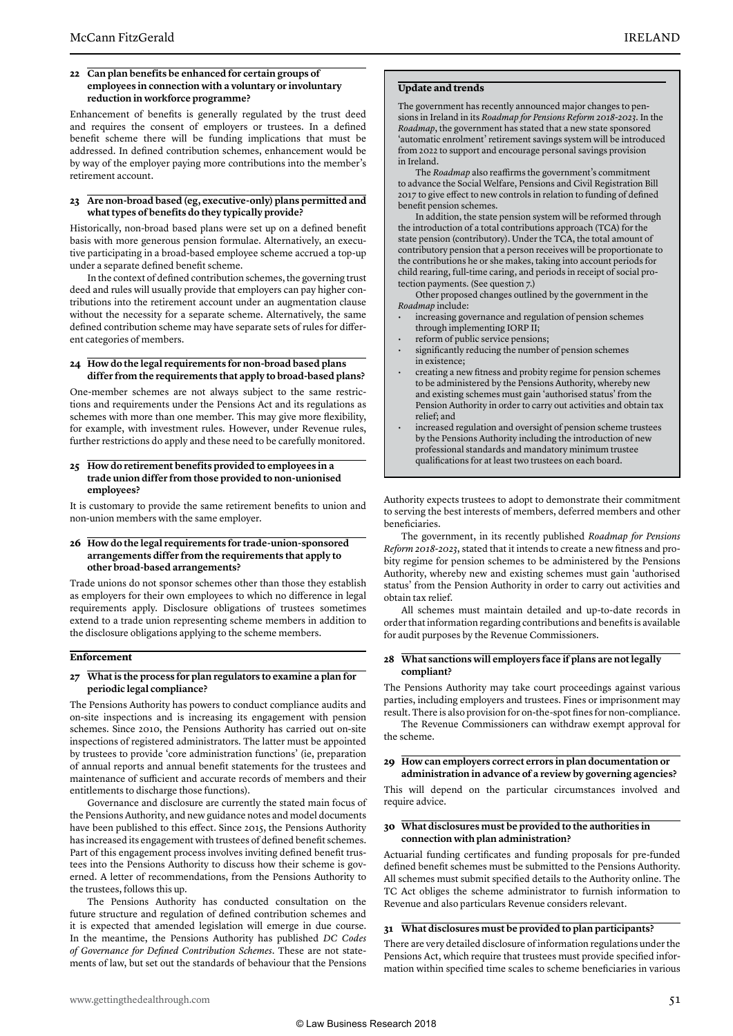### 22 Can plan benefits be enhanced for certain groups of employees in connection with a voluntary or involuntary reduction in workforce programme?

Enhancement of benefits is generally regulated by the trust deed and requires the consent of employers or trustees. In a defined benefit scheme there will be funding implications that must be addressed. In defined contribution schemes, enhancement would be by way of the employer paying more contributions into the member's retirement account.

### 23 Are non-broad based (eg, executive-only) plans permitted and what types of benefits do they typically provide?

Historically, non-broad based plans were set up on a defined benefit basis with more generous pension formulae. Alternatively, an executive participating in a broad-based employee scheme accrued a top-up under a separate defined benefit scheme.

In the context of defined contribution schemes, the governing trust deed and rules will usually provide that employers can pay higher contributions into the retirement account under an augmentation clause without the necessity for a separate scheme. Alternatively, the same defined contribution scheme may have separate sets of rules for different categories of members.

### 24 How do the legal requirements for non-broad based plans differ from the requirements that apply to broad-based plans?

One-member schemes are not always subject to the same restrictions and requirements under the Pensions Act and its regulations as schemes with more than one member. This may give more flexibility, for example, with investment rules. However, under Revenue rules, further restrictions do apply and these need to be carefully monitored.

### 25 How do retirement benefits provided to employees in a trade union differ from those provided to non-unionised employees?

It is customary to provide the same retirement benefits to union and non-union members with the same employer.

### 26 How do the legal requirements for trade-union-sponsored arrangements differ from the requirements that apply to other broad-based arrangements?

Trade unions do not sponsor schemes other than those they establish as employers for their own employees to which no difference in legal requirements apply. Disclosure obligations of trustees sometimes extend to a trade union representing scheme members in addition to the disclosure obligations applying to the scheme members.

## Enforcement

### 27 What is the process for plan regulators to examine a plan for periodic legal compliance?

The Pensions Authority has powers to conduct compliance audits and on-site inspections and is increasing its engagement with pension schemes. Since 2010, the Pensions Authority has carried out on-site inspections of registered administrators. The latter must be appointed by trustees to provide 'core administration functions' (ie, preparation of annual reports and annual benefit statements for the trustees and maintenance of sufficient and accurate records of members and their entitlements to discharge those functions).

Governance and disclosure are currently the stated main focus of the Pensions Authority, and new guidance notes and model documents have been published to this effect. Since 2015, the Pensions Authority has increased its engagement with trustees of defined benefit schemes. Part of this engagement process involves inviting defined benefit trustees into the Pensions Authority to discuss how their scheme is governed. A letter of recommendations, from the Pensions Authority to the trustees, follows this up.

The Pensions Authority has conducted consultation on the future structure and regulation of defined contribution schemes and it is expected that amended legislation will emerge in due course. In the meantime, the Pensions Authority has published *DC Codes of Governance for Defined Contribution Schemes*. These are not statements of law, but set out the standards of behaviour that the Pensions Authority expects trustees to adopt to demonstrate their commitment to serving the best interests of members, deferred members and other beneficiaries.

The government, in its recently published *Roadmap for Pensions Reform 2018-2023*, stated that it intends to create a new fitness and probity regime for pension schemes to be administered by the Pensions Authority, whereby new and existing schemes must gain 'authorised status' from the Pension Authority in order to carry out activities and obtain tax relief.

All schemes must maintain detailed and up-to-date records in order that information regarding contributions and benefits is available for audit purposes by the Revenue Commissioners.

### 28 What sanctions will employers face if plans are not legally compliant?

The Pensions Authority may take court proceedings against various parties, including employers and trustees. Fines or imprisonment may result. There is also provision for on-the-spot fines for non-compliance.

The Revenue Commissioners can withdraw exempt approval for the scheme.

### 29 How can employers correct errors in plan documentation or administration in advance of a review by governing agencies?

This will depend on the particular circumstances involved and require advice.

### 30 What disclosures must be provided to the authorities in connection with plan administration?

Actuarial funding certificates and funding proposals for pre-funded defined benefit schemes must be submitted to the Pensions Authority. All schemes must submit specified details to the Authority online. The TC Act obliges the scheme administrator to furnish information to Revenue and also particulars Revenue considers relevant.

### 31 What disclosures must be provided to plan participants?

There are very detailed disclosure of information regulations under the Pensions Act, which require that trustees must provide specified information within specified time scales to scheme beneficiaries in various

---

**Update and trends**

The government has recently announced major changes to pensions in Ireland in its *Roadmap for Pensions Reform 2018-2023*. In the *Roadmap*, the government has stated that a new state sponsored 'automatic enrolment' retirement savings system will be introduced from 2022 to support and encourage personal savings provision in Ireland.

The *Roadmap* also reaffirms the government's commitment to advance the Social Welfare, Pensions and Civil Registration Bill 2017 to give effect to new controls in relation to funding of defined benefit pension schemes.

In addition, the state pension system will be reformed through the introduction of a total contributions approach (TCA) for the state pension (contributory). Under the TCA, the total amount of contributory pension that a person receives will be proportionate to the contributions he or she makes, taking into account periods for child rearing, full-time caring, and periods in receipt of social protection payments. (See question 7.)

Other proposed changes outlined by the government in the *Roadmap* include:

- increasing governance and regulation of pension schemes through implementing IORP II;
- reform of public service pensions;
- significantly reducing the number of pension schemes in existence;
- creating a new fitness and probity regime for pension schemes to be administered by the Pensions Authority, whereby new and existing schemes must gain 'authorised status' from the Pension Authority in order to carry out activities and obtain tax relief; and
- increased regulation and oversight of pension scheme trustees by the Pensions Authority including the introduction of new professional standards and mandatory minimum trustee qualifications for at least two trustees on each board.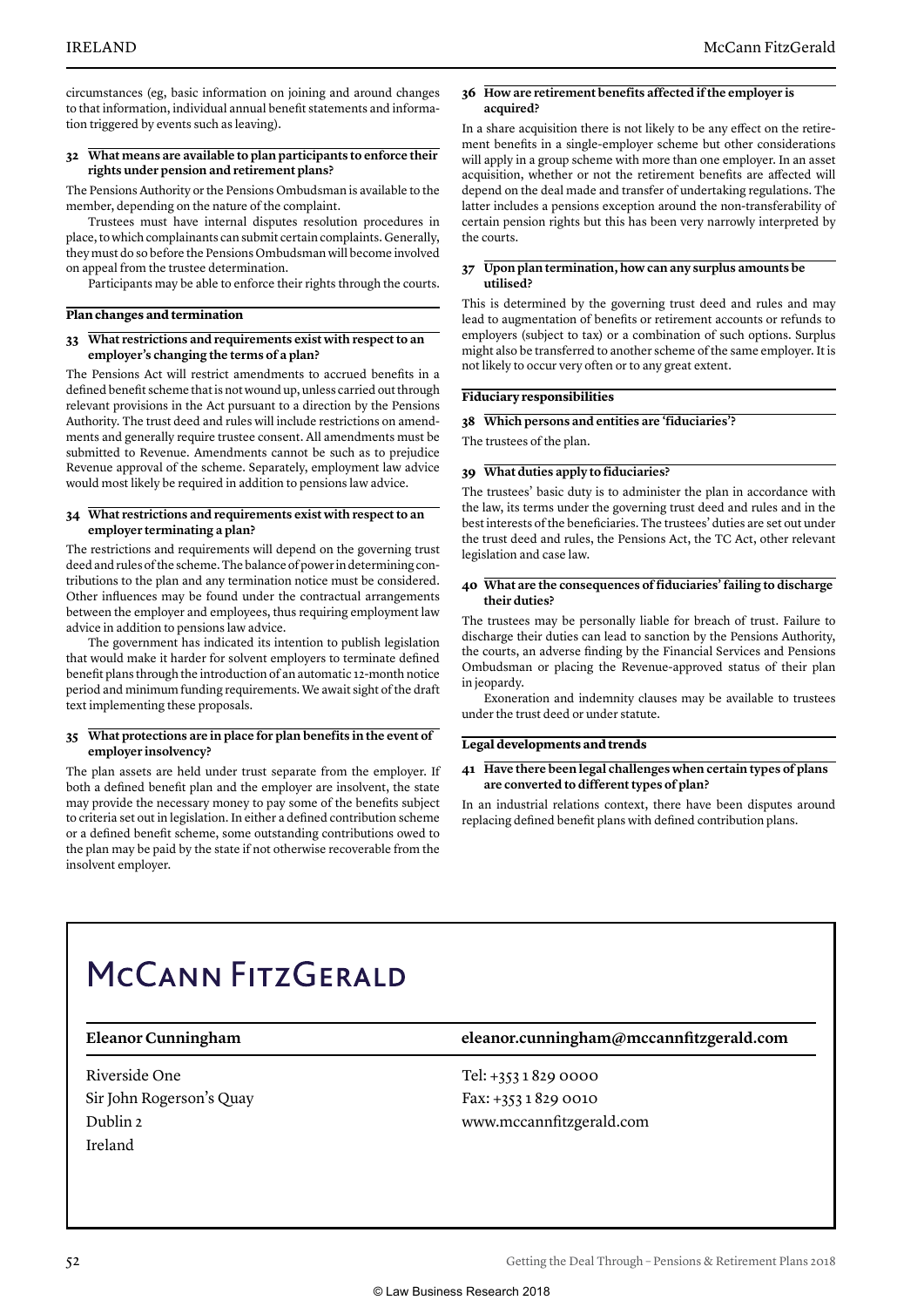circumstances (eg, basic information on joining and around changes to that information, individual annual benefit statements and information triggered by events such as leaving).

**32 What means are available to plan participants to enforce their rights under pension and retirement plans?**

The Pensions Authority or the Pensions Ombudsman is available to the member, depending on the nature of the complaint.

Trustees must have internal disputes resolution procedures in place, to which complainants can submit certain complaints. Generally, they must do so before the Pensions Ombudsman will become involved on appeal from the trustee determination.

Participants may be able to enforce their rights through the courts.

## Plan changes and termination

**33 What restrictions and requirements exist with respect to an employer's changing the terms of a plan?**

The Pensions Act will restrict amendments to accrued benefits in a defined benefit scheme that is not wound up, unless carried out through relevant provisions in the Act pursuant to a direction by the Pensions Authority. The trust deed and rules will include restrictions on amendments and generally require trustee consent. All amendments must be submitted to Revenue. Amendments cannot be such as to prejudice Revenue approval of the scheme. Separately, employment law advice would most likely be required in addition to pensions law advice.

**34 What restrictions and requirements exist with respect to an employer terminating a plan?**

The restrictions and requirements will depend on the governing trust deed and rules of the scheme. The balance of power in determining contributions to the plan and any termination notice must be considered. Other influences may be found under the contractual arrangements between the employer and employees, thus requiring employment law advice in addition to pensions law advice.

The government has indicated its intention to publish legislation that would make it harder for solvent employers to terminate defined benefit plans through the introduction of an automatic 12-month notice period and minimum funding requirements. We await sight of the draft text implementing these proposals.

**35 What protections are in place for plan benefits in the event of employer insolvency?**

The plan assets are held under trust separate from the employer. If both a defined benefit plan and the employer are insolvent, the state may provide the necessary money to pay some of the benefits subject to criteria set out in legislation. In either a defined contribution scheme or a defined benefit scheme, some outstanding contributions owed to the plan may be paid by the state if not otherwise recoverable from the insolvent employer.

**36 How are retirement benefits affected if the employer is acquired?**

In a share acquisition there is not likely to be any effect on the retirement benefits in a single-employer scheme but other considerations will apply in a group scheme with more than one employer. In an asset acquisition, whether or not the retirement benefits are affected will depend on the deal made and transfer of undertaking regulations. The latter includes a pensions exception around the non-transferability of certain pension rights but this has been very narrowly interpreted by the courts.

**37 Upon plan termination, how can any surplus amounts be utilised?**

This is determined by the governing trust deed and rules and may lead to augmentation of benefits or retirement accounts or refunds to employers (subject to tax) or a combination of such options. Surplus might also be transferred to another scheme of the same employer. It is not likely to occur very often or to any great extent.

## Fiduciary responsibilities

**38 Which persons and entities are 'fiduciaries'?**

The trustees of the plan.

**39 What duties apply to fiduciaries?**

The trustees' basic duty is to administer the plan in accordance with the law, its terms under the governing trust deed and rules and in the best interests of the beneficiaries. The trustees' duties are set out under the trust deed and rules, the Pensions Act, the TC Act, other relevant legislation and case law.

**40 What are the consequences of fiduciaries' failing to discharge their duties?**

The trustees may be personally liable for breach of trust. Failure to discharge their duties can lead to sanction by the Pensions Authority, the courts, an adverse finding by the Financial Services and Pensions Ombudsman or placing the Revenue-approved status of their plan in jeopardy.

Exoneration and indemnity clauses may be available to trustees under the trust deed or under statute.

## Legal developments and trends

**41 Have there been legal challenges when certain types of plans are converted to different types of plan?**

In an industrial relations context, there have been disputes around replacing defined benefit plans with defined contribution plans.

---

# McCann FitzGerald

| Eleanor Cunningham | eleanor.cunningham@mccannfitzgerald.com |
|---|---|
| Riverside One<br>Sir John Rogerson's Quay<br>Dublin 2<br>Ireland | Tel: +353 1 829 0000<br>Fax: +353 1 829 0010<br>www.mccannfitzgerald.com |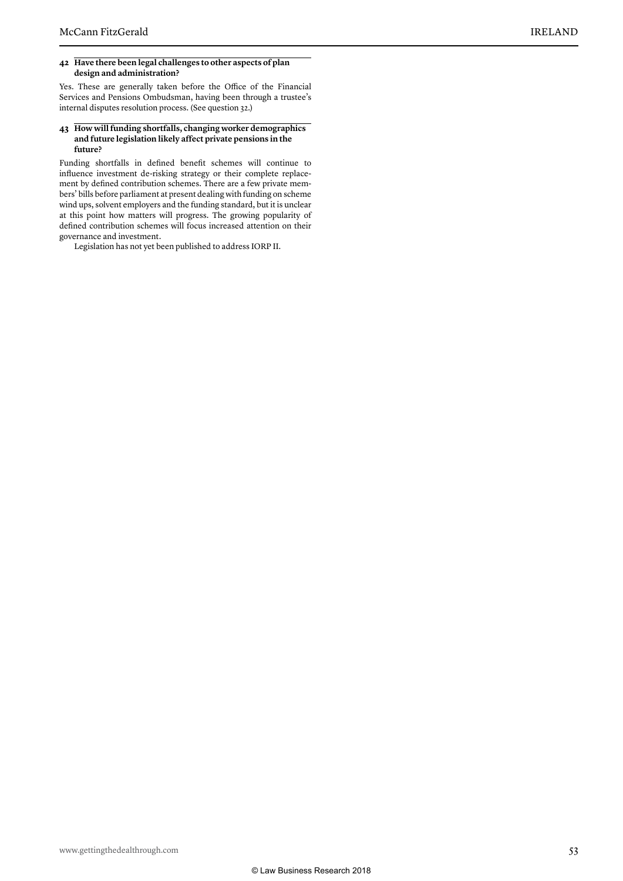### 42 Have there been legal challenges to other aspects of plan design and administration?

Yes. These are generally taken before the Office of the Financial Services and Pensions Ombudsman, having been through a trustee's internal disputes resolution process. (See question 32.)

### 43 How will funding shortfalls, changing worker demographics and future legislation likely affect private pensions in the future?

Funding shortfalls in defined benefit schemes will continue to influence investment de-risking strategy or their complete replacement by defined contribution schemes. There are a few private members' bills before parliament at present dealing with funding on scheme wind ups, solvent employers and the funding standard, but it is unclear at this point how matters will progress. The growing popularity of defined contribution schemes will focus increased attention on their governance and investment.

Legislation has not yet been published to address IORP II.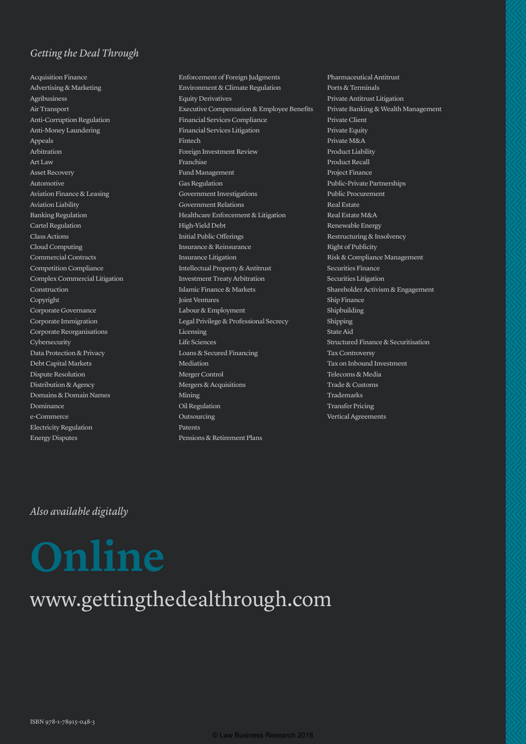*Getting the Deal Through*

Acquisition Finance
Advertising & Marketing
Agribusiness
Air Transport
Anti-Corruption Regulation
Anti-Money Laundering
Appeals
Arbitration
Art Law
Asset Recovery
Automotive
Aviation Finance & Leasing
Aviation Liability
Banking Regulation
Cartel Regulation
Class Actions
Cloud Computing
Commercial Contracts
Competition Compliance
Complex Commercial Litigation
Construction
Copyright
Corporate Governance
Corporate Immigration
Corporate Reorganisations
Cybersecurity
Data Protection & Privacy
Debt Capital Markets
Dispute Resolution
Distribution & Agency
Domains & Domain Names
Dominance
e-Commerce
Electricity Regulation
Energy Disputes
Enforcement of Foreign Judgments
Environment & Climate Regulation
Equity Derivatives
Executive Compensation & Employee Benefits
Financial Services Compliance
Financial Services Litigation
Fintech
Foreign Investment Review
Franchise
Fund Management
Gas Regulation
Government Investigations
Government Relations
Healthcare Enforcement & Litigation
High-Yield Debt
Initial Public Offerings
Insurance & Reinsurance
Insurance Litigation
Intellectual Property & Antitrust
Investment Treaty Arbitration
Islamic Finance & Markets
Joint Ventures
Labour & Employment
Legal Privilege & Professional Secrecy
Licensing
Life Sciences
Loans & Secured Financing
Mediation
Merger Control
Mergers & Acquisitions
Mining
Oil Regulation
Outsourcing
Patents
Pensions & Retirement Plans
Pharmaceutical Antitrust
Ports & Terminals
Private Antitrust Litigation
Private Banking & Wealth Management
Private Client
Private Equity
Private M&A
Product Liability
Product Recall
Project Finance
Public-Private Partnerships
Public Procurement
Real Estate
Real Estate M&A
Renewable Energy
Restructuring & Insolvency
Right of Publicity
Risk & Compliance Management
Securities Finance
Securities Litigation
Shareholder Activism & Engagement
Ship Finance
Shipbuilding
Shipping
State Aid
Structured Finance & Securitisation
Tax Controversy
Tax on Inbound Investment
Telecoms & Media
Trade & Customs
Trademarks
Transfer Pricing
Vertical Agreements

*Also available digitally*

# Online

www.gettingthedealthrough.com

ISBN 978-1-78915-048-3

© Law Business Research 2018